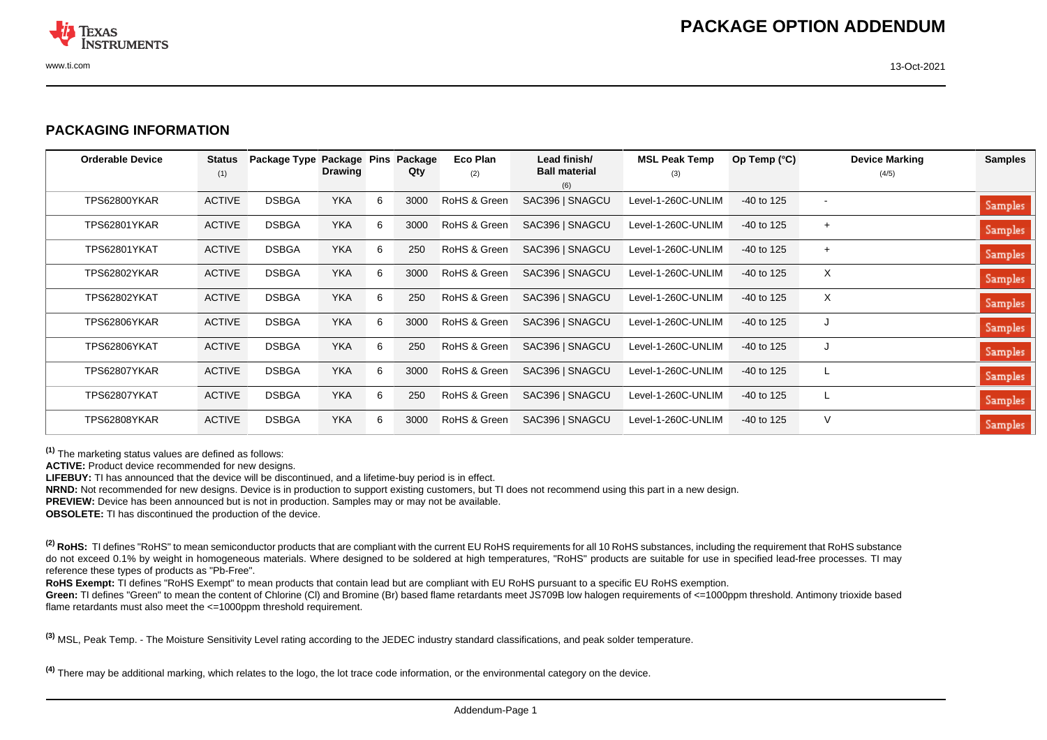# PACKAGE OPTION ADDENDUM

## PACKAGING INFORMATION

| Orderable Device | Status (1) | Package Type | Package Drawing | Pins | Package Qty | Eco Plan (2) | Lead finish/ Ball material (6) | MSL Peak Temp (3) | Op Temp (°C) | Device Marking (4/5) | Samples |
|---|---|---|---|---|---|---|---|---|---|---|---|
| TPS62800YKAR | ACTIVE | DSBGA | YKA | 6 | 3000 | RoHS & Green | SAC396 \| SNAGCU | Level-1-260C-UNLIM | -40 to 125 | - | Samples |
| TPS62801YKAR | ACTIVE | DSBGA | YKA | 6 | 3000 | RoHS & Green | SAC396 \| SNAGCU | Level-1-260C-UNLIM | -40 to 125 | + | Samples |
| TPS62801YKAT | ACTIVE | DSBGA | YKA | 6 | 250 | RoHS & Green | SAC396 \| SNAGCU | Level-1-260C-UNLIM | -40 to 125 | + | Samples |
| TPS62802YKAR | ACTIVE | DSBGA | YKA | 6 | 3000 | RoHS & Green | SAC396 \| SNAGCU | Level-1-260C-UNLIM | -40 to 125 | X | Samples |
| TPS62802YKAT | ACTIVE | DSBGA | YKA | 6 | 250 | RoHS & Green | SAC396 \| SNAGCU | Level-1-260C-UNLIM | -40 to 125 | X | Samples |
| TPS62806YKAR | ACTIVE | DSBGA | YKA | 6 | 3000 | RoHS & Green | SAC396 \| SNAGCU | Level-1-260C-UNLIM | -40 to 125 | J | Samples |
| TPS62806YKAT | ACTIVE | DSBGA | YKA | 6 | 250 | RoHS & Green | SAC396 \| SNAGCU | Level-1-260C-UNLIM | -40 to 125 | J | Samples |
| TPS62807YKAR | ACTIVE | DSBGA | YKA | 6 | 3000 | RoHS & Green | SAC396 \| SNAGCU | Level-1-260C-UNLIM | -40 to 125 | L | Samples |
| TPS62807YKAT | ACTIVE | DSBGA | YKA | 6 | 250 | RoHS & Green | SAC396 \| SNAGCU | Level-1-260C-UNLIM | -40 to 125 | L | Samples |
| TPS62808YKAR | ACTIVE | DSBGA | YKA | 6 | 3000 | RoHS & Green | SAC396 \| SNAGCU | Level-1-260C-UNLIM | -40 to 125 | V | Samples |

(1) The marketing status values are defined as follows:

**ACTIVE:** Product device recommended for new designs.

**LIFEBUY:** TI has announced that the device will be discontinued, and a lifetime-buy period is in effect.

**NRND:** Not recommended for new designs. Device is in production to support existing customers, but TI does not recommend using this part in a new design.

**PREVIEW:** Device has been announced but is not in production. Samples may or may not be available.

**OBSOLETE:** TI has discontinued the production of the device.

(2) **RoHS:** TI defines "RoHS" to mean semiconductor products that are compliant with the current EU RoHS requirements for all 10 RoHS substances, including the requirement that RoHS substance do not exceed 0.1% by weight in homogeneous materials. Where designed to be soldered at high temperatures, "RoHS" products are suitable for use in specified lead-free processes. TI may reference these types of products as "Pb-Free".

**RoHS Exempt:** TI defines "RoHS Exempt" to mean products that contain lead but are compliant with EU RoHS pursuant to a specific EU RoHS exemption.

**Green:** TI defines "Green" to mean the content of Chlorine (Cl) and Bromine (Br) based flame retardants meet JS709B low halogen requirements of <=1000ppm threshold. Antimony trioxide based flame retardants must also meet the <=1000ppm threshold requirement.

(3) MSL, Peak Temp. - The Moisture Sensitivity Level rating according to the JEDEC industry standard classifications, and peak solder temperature.

(4) There may be additional marking, which relates to the logo, the lot trace code information, or the environmental category on the device.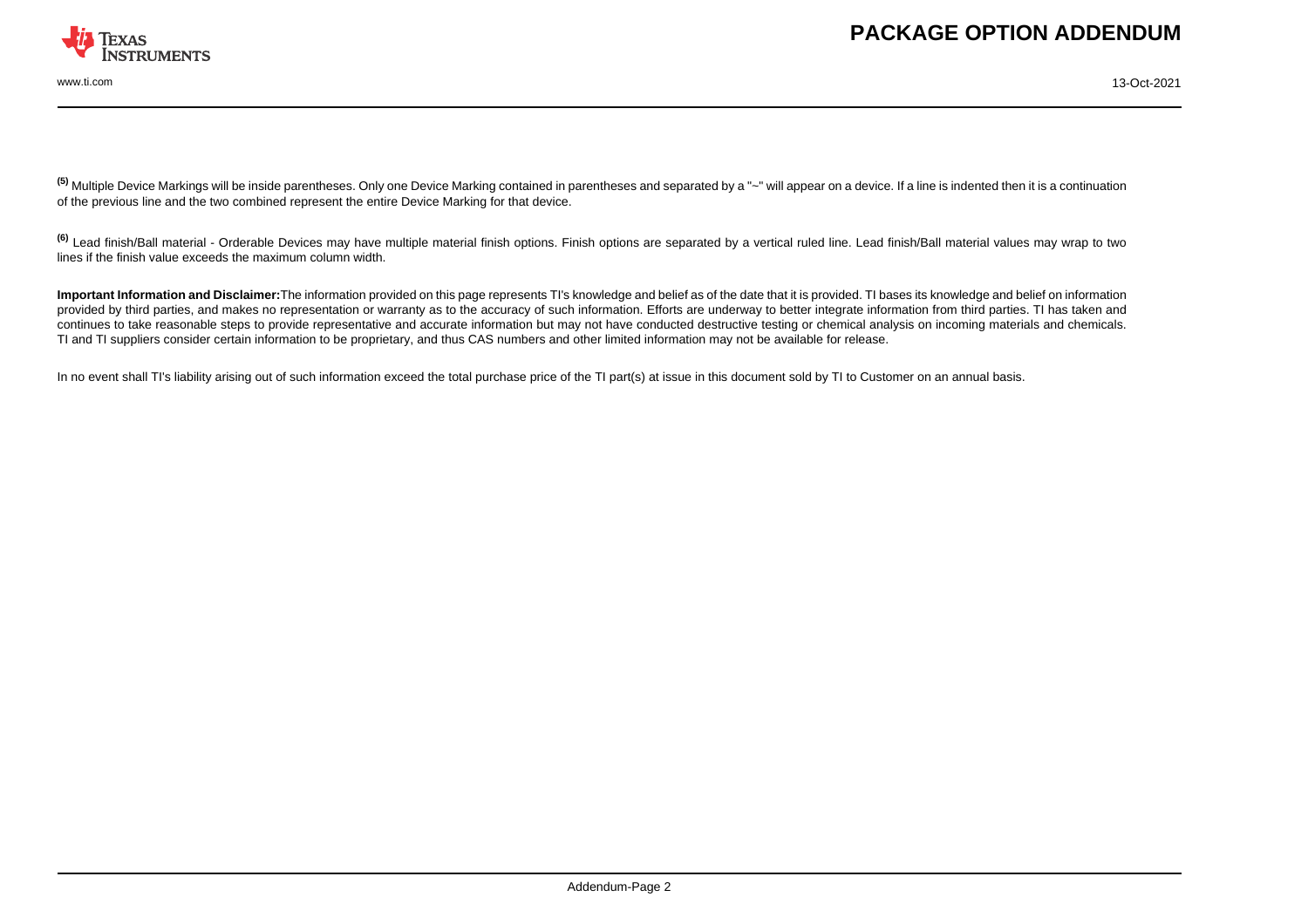(5) Multiple Device Markings will be inside parentheses. Only one Device Marking contained in parentheses and separated by a "~" will appear on a device. If a line is indented then it is a continuation of the previous line and the two combined represent the entire Device Marking for that device.

(6) Lead finish/Ball material - Orderable Devices may have multiple material finish options. Finish options are separated by a vertical ruled line. Lead finish/Ball material values may wrap to two lines if the finish value exceeds the maximum column width.

**Important Information and Disclaimer:**The information provided on this page represents TI's knowledge and belief as of the date that it is provided. TI bases its knowledge and belief on information provided by third parties, and makes no representation or warranty as to the accuracy of such information. Efforts are underway to better integrate information from third parties. TI has taken and continues to take reasonable steps to provide representative and accurate information but may not have conducted destructive testing or chemical analysis on incoming materials and chemicals. TI and TI suppliers consider certain information to be proprietary, and thus CAS numbers and other limited information may not be available for release.

In no event shall TI's liability arising out of such information exceed the total purchase price of the TI part(s) at issue in this document sold by TI to Customer on an annual basis.